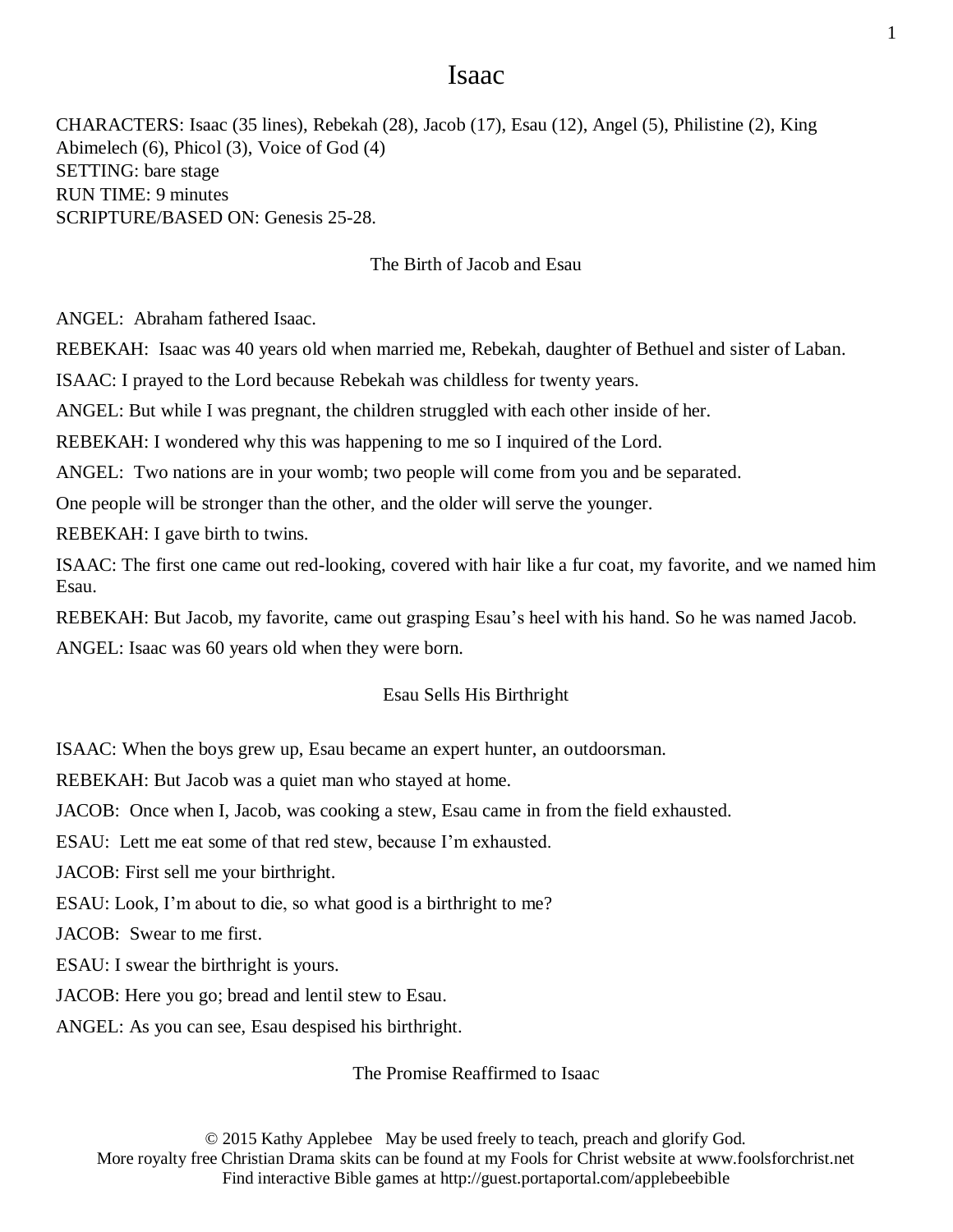# Isaac

CHARACTERS: Isaac (35 lines), Rebekah (28), Jacob (17), Esau (12), Angel (5), Philistine (2), King Abimelech (6), Phicol (3), Voice of God (4)
SETTING: bare stage
RUN TIME: 9 minutes
SCRIPTURE/BASED ON: Genesis 25-28.

## The Birth of Jacob and Esau

ANGEL: Abraham fathered Isaac.

REBEKAH: Isaac was 40 years old when married me, Rebekah, daughter of Bethuel and sister of Laban.

ISAAC: I prayed to the Lord because Rebekah was childless for twenty years.

ANGEL: But while I was pregnant, the children struggled with each other inside of her.

REBEKAH: I wondered why this was happening to me so I inquired of the Lord.

ANGEL: Two nations are in your womb; two people will come from you and be separated.

One people will be stronger than the other, and the older will serve the younger.

REBEKAH: I gave birth to twins.

ISAAC: The first one came out red-looking, covered with hair like a fur coat, my favorite, and we named him Esau.

REBEKAH: But Jacob, my favorite, came out grasping Esau's heel with his hand. So he was named Jacob.

ANGEL: Isaac was 60 years old when they were born.

## Esau Sells His Birthright

ISAAC: When the boys grew up, Esau became an expert hunter, an outdoorsman.

REBEKAH: But Jacob was a quiet man who stayed at home.

JACOB: Once when I, Jacob, was cooking a stew, Esau came in from the field exhausted.

ESAU: Lett me eat some of that red stew, because I'm exhausted.

JACOB: First sell me your birthright.

ESAU: Look, I'm about to die, so what good is a birthright to me?

JACOB: Swear to me first.

ESAU: I swear the birthright is yours.

JACOB: Here you go; bread and lentil stew to Esau.

ANGEL: As you can see, Esau despised his birthright.

## The Promise Reaffirmed to Isaac

© 2015 Kathy Applebee May be used freely to teach, preach and glorify God.
More royalty free Christian Drama skits can be found at my Fools for Christ website at www.foolsforchrist.net
Find interactive Bible games at http://guest.portaportal.com/applebeebible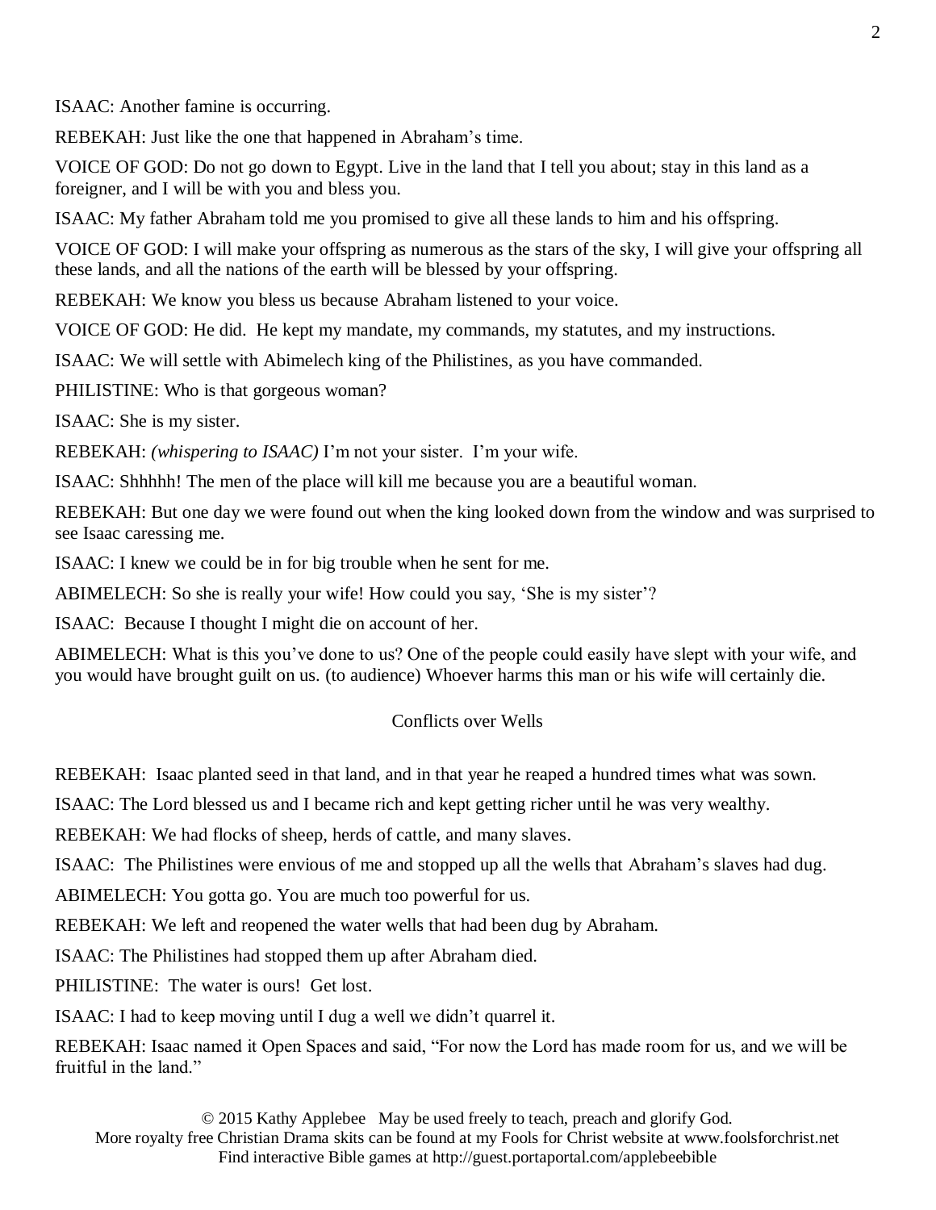ISAAC: Another famine is occurring.

REBEKAH: Just like the one that happened in Abraham's time.

VOICE OF GOD: Do not go down to Egypt. Live in the land that I tell you about; stay in this land as a foreigner, and I will be with you and bless you.

ISAAC: My father Abraham told me you promised to give all these lands to him and his offspring.

VOICE OF GOD: I will make your offspring as numerous as the stars of the sky, I will give your offspring all these lands, and all the nations of the earth will be blessed by your offspring.

REBEKAH: We know you bless us because Abraham listened to your voice.

VOICE OF GOD: He did. He kept my mandate, my commands, my statutes, and my instructions.

ISAAC: We will settle with Abimelech king of the Philistines, as you have commanded.

PHILISTINE: Who is that gorgeous woman?

ISAAC: She is my sister.

REBEKAH: *(whispering to ISAAC)* I'm not your sister. I'm your wife.

ISAAC: Shhhhh! The men of the place will kill me because you are a beautiful woman.

REBEKAH: But one day we were found out when the king looked down from the window and was surprised to see Isaac caressing me.

ISAAC: I knew we could be in for big trouble when he sent for me.

ABIMELECH: So she is really your wife! How could you say, 'She is my sister'?

ISAAC: Because I thought I might die on account of her.

ABIMELECH: What is this you've done to us? One of the people could easily have slept with your wife, and you would have brought guilt on us. (to audience) Whoever harms this man or his wife will certainly die.

## Conflicts over Wells

REBEKAH: Isaac planted seed in that land, and in that year he reaped a hundred times what was sown.

ISAAC: The Lord blessed us and I became rich and kept getting richer until he was very wealthy.

REBEKAH: We had flocks of sheep, herds of cattle, and many slaves.

ISAAC: The Philistines were envious of me and stopped up all the wells that Abraham's slaves had dug.

ABIMELECH: You gotta go. You are much too powerful for us.

REBEKAH: We left and reopened the water wells that had been dug by Abraham.

ISAAC: The Philistines had stopped them up after Abraham died.

PHILISTINE: The water is ours! Get lost.

ISAAC: I had to keep moving until I dug a well we didn't quarrel it.

REBEKAH: Isaac named it Open Spaces and said, "For now the Lord has made room for us, and we will be fruitful in the land."

© 2015 Kathy Applebee May be used freely to teach, preach and glorify God.
More royalty free Christian Drama skits can be found at my Fools for Christ website at www.foolsforchrist.net
Find interactive Bible games at http://guest.portaportal.com/applebeebible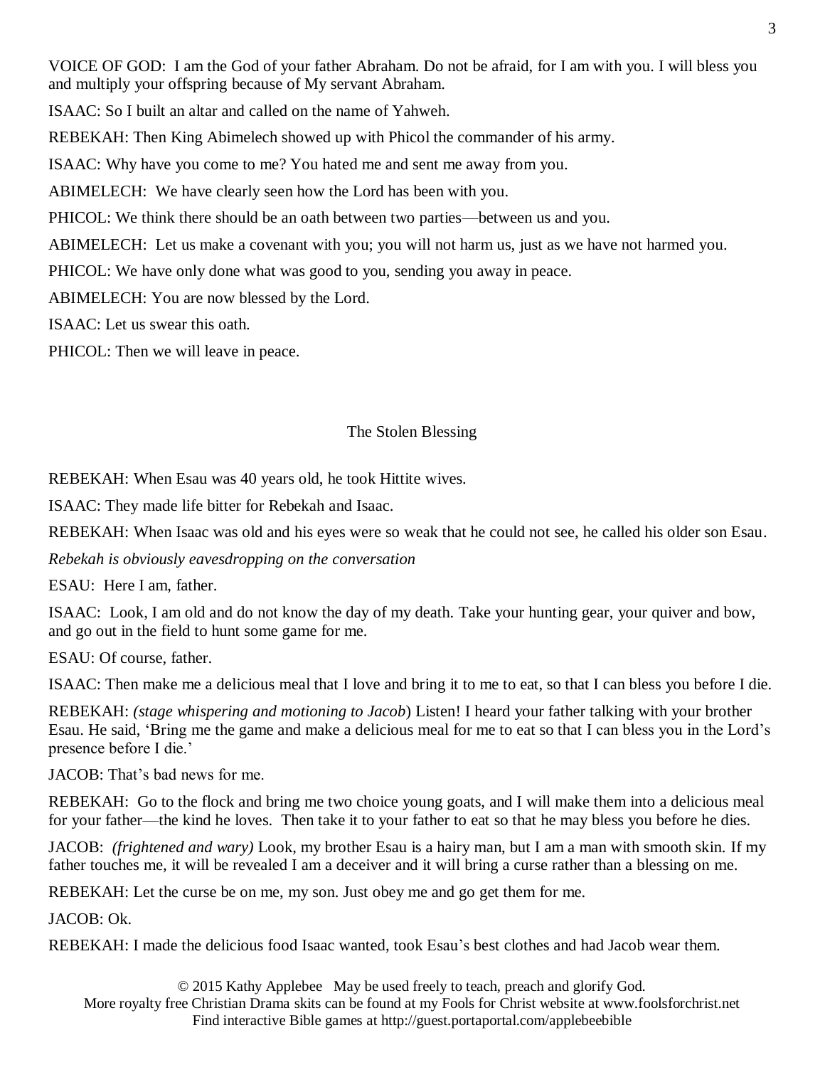VOICE OF GOD: I am the God of your father Abraham. Do not be afraid, for I am with you. I will bless you and multiply your offspring because of My servant Abraham.

ISAAC: So I built an altar and called on the name of Yahweh.

REBEKAH: Then King Abimelech showed up with Phicol the commander of his army.

ISAAC: Why have you come to me? You hated me and sent me away from you.

ABIMELECH: We have clearly seen how the Lord has been with you.

PHICOL: We think there should be an oath between two parties—between us and you.

ABIMELECH: Let us make a covenant with you; you will not harm us, just as we have not harmed you.

PHICOL: We have only done what was good to you, sending you away in peace.

ABIMELECH: You are now blessed by the Lord.

ISAAC: Let us swear this oath.

PHICOL: Then we will leave in peace.

## The Stolen Blessing

REBEKAH: When Esau was 40 years old, he took Hittite wives.

ISAAC: They made life bitter for Rebekah and Isaac.

REBEKAH: When Isaac was old and his eyes were so weak that he could not see, he called his older son Esau.

*Rebekah is obviously eavesdropping on the conversation*

ESAU: Here I am, father.

ISAAC: Look, I am old and do not know the day of my death. Take your hunting gear, your quiver and bow, and go out in the field to hunt some game for me.

ESAU: Of course, father.

ISAAC: Then make me a delicious meal that I love and bring it to me to eat, so that I can bless you before I die.

REBEKAH: *(stage whispering and motioning to Jacob*) Listen! I heard your father talking with your brother Esau. He said, 'Bring me the game and make a delicious meal for me to eat so that I can bless you in the Lord's presence before I die.'

JACOB: That's bad news for me.

REBEKAH: Go to the flock and bring me two choice young goats, and I will make them into a delicious meal for your father—the kind he loves. Then take it to your father to eat so that he may bless you before he dies.

JACOB: *(frightened and wary)* Look, my brother Esau is a hairy man, but I am a man with smooth skin. If my father touches me, it will be revealed I am a deceiver and it will bring a curse rather than a blessing on me.

REBEKAH: Let the curse be on me, my son. Just obey me and go get them for me.

JACOB: Ok.

REBEKAH: I made the delicious food Isaac wanted, took Esau's best clothes and had Jacob wear them.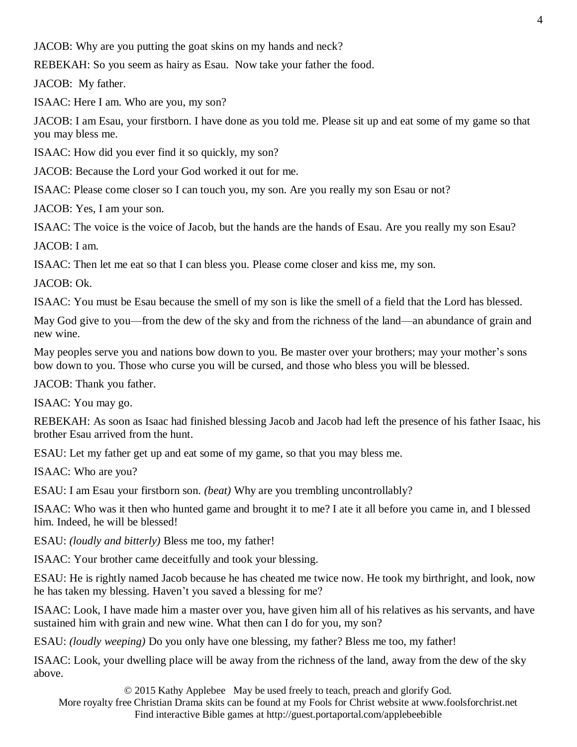JACOB: Why are you putting the goat skins on my hands and neck?

REBEKAH: So you seem as hairy as Esau. Now take your father the food.

JACOB: My father.

ISAAC: Here I am. Who are you, my son?

JACOB: I am Esau, your firstborn. I have done as you told me. Please sit up and eat some of my game so that you may bless me.

ISAAC: How did you ever find it so quickly, my son?

JACOB: Because the Lord your God worked it out for me.

ISAAC: Please come closer so I can touch you, my son. Are you really my son Esau or not?

JACOB: Yes, I am your son.

ISAAC: The voice is the voice of Jacob, but the hands are the hands of Esau. Are you really my son Esau?

JACOB: I am.

ISAAC: Then let me eat so that I can bless you. Please come closer and kiss me, my son.

JACOB: Ok.

ISAAC: You must be Esau because the smell of my son is like the smell of a field that the Lord has blessed.

May God give to you—from the dew of the sky and from the richness of the land—an abundance of grain and new wine.

May peoples serve you and nations bow down to you. Be master over your brothers; may your mother's sons bow down to you. Those who curse you will be cursed, and those who bless you will be blessed.

JACOB: Thank you father.

ISAAC: You may go.

REBEKAH: As soon as Isaac had finished blessing Jacob and Jacob had left the presence of his father Isaac, his brother Esau arrived from the hunt.

ESAU: Let my father get up and eat some of my game, so that you may bless me.

ISAAC: Who are you?

ESAU: I am Esau your firstborn son. *(beat)* Why are you trembling uncontrollably?

ISAAC: Who was it then who hunted game and brought it to me? I ate it all before you came in, and I blessed him. Indeed, he will be blessed!

ESAU: *(loudly and bitterly)* Bless me too, my father!

ISAAC: Your brother came deceitfully and took your blessing.

ESAU: He is rightly named Jacob because he has cheated me twice now. He took my birthright, and look, now he has taken my blessing. Haven't you saved a blessing for me?

ISAAC: Look, I have made him a master over you, have given him all of his relatives as his servants, and have sustained him with grain and new wine. What then can I do for you, my son?

ESAU: *(loudly weeping)* Do you only have one blessing, my father? Bless me too, my father!

ISAAC: Look, your dwelling place will be away from the richness of the land, away from the dew of the sky above.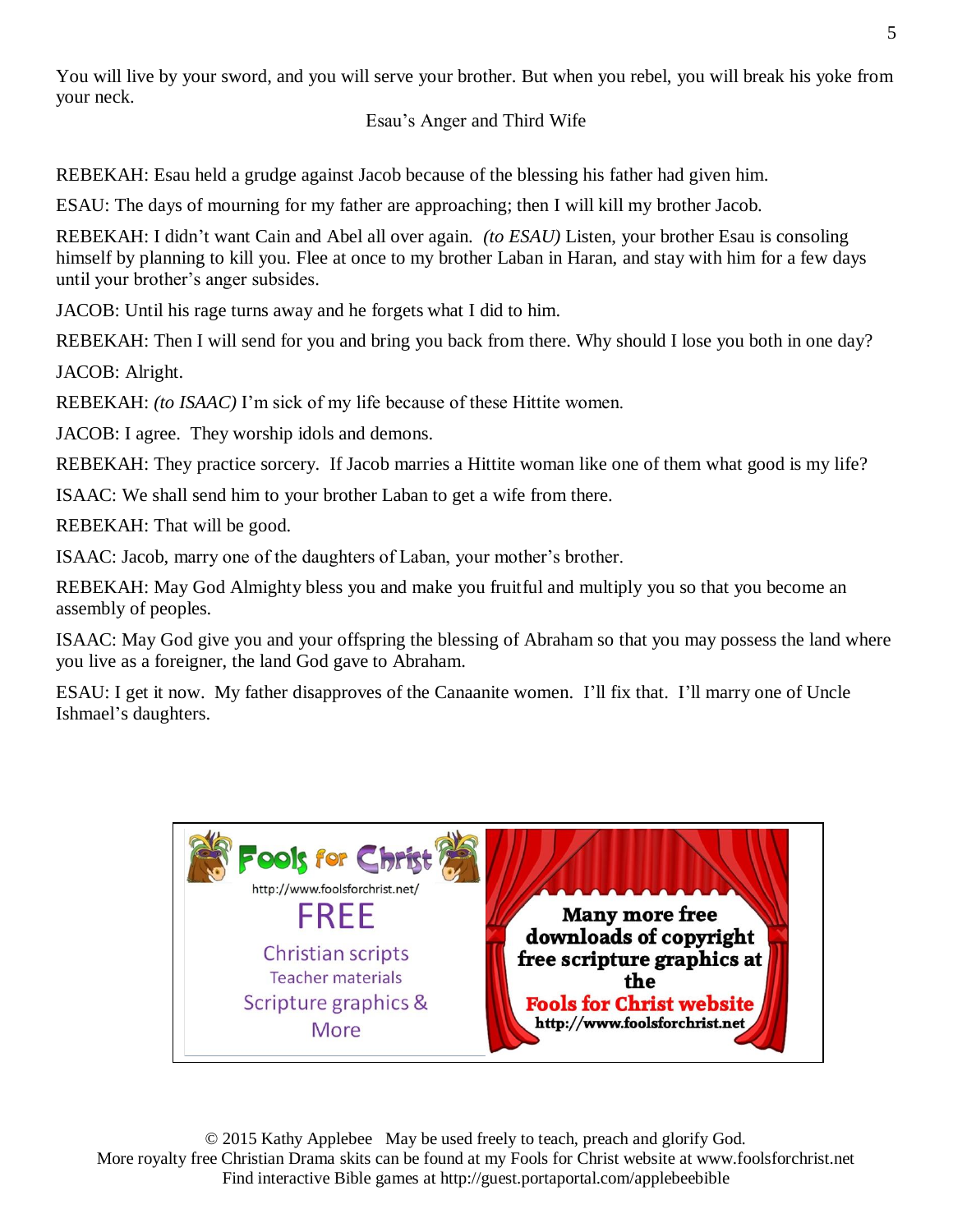You will live by your sword, and you will serve your brother. But when you rebel, you will break his yoke from your neck.

### Esau's Anger and Third Wife

REBEKAH: Esau held a grudge against Jacob because of the blessing his father had given him.

ESAU: The days of mourning for my father are approaching; then I will kill my brother Jacob.

REBEKAH: I didn't want Cain and Abel all over again. *(to ESAU)* Listen, your brother Esau is consoling himself by planning to kill you. Flee at once to my brother Laban in Haran, and stay with him for a few days until your brother's anger subsides.

JACOB: Until his rage turns away and he forgets what I did to him.

REBEKAH: Then I will send for you and bring you back from there. Why should I lose you both in one day?

JACOB: Alright.

REBEKAH: *(to ISAAC)* I'm sick of my life because of these Hittite women.

JACOB: I agree. They worship idols and demons.

REBEKAH: They practice sorcery. If Jacob marries a Hittite woman like one of them what good is my life?

ISAAC: We shall send him to your brother Laban to get a wife from there.

REBEKAH: That will be good.

ISAAC: Jacob, marry one of the daughters of Laban, your mother's brother.

REBEKAH: May God Almighty bless you and make you fruitful and multiply you so that you become an assembly of peoples.

ISAAC: May God give you and your offspring the blessing of Abraham so that you may possess the land where you live as a foreigner, the land God gave to Abraham.

ESAU: I get it now. My father disapproves of the Canaanite women. I'll fix that. I'll marry one of Uncle Ishmael's daughters.

Fools for Christ
http://www.foolsforchrist.net/
FREE
Christian scripts
Teacher materials
Scripture graphics &
More

**Many more free downloads of copyright free scripture graphics at the Fools for Christ website**
**http://www.foolsforchrist.net**

© 2015 Kathy Applebee May be used freely to teach, preach and glorify God.
More royalty free Christian Drama skits can be found at my Fools for Christ website at www.foolsforchrist.net
Find interactive Bible games at http://guest.portaportal.com/applebeebible